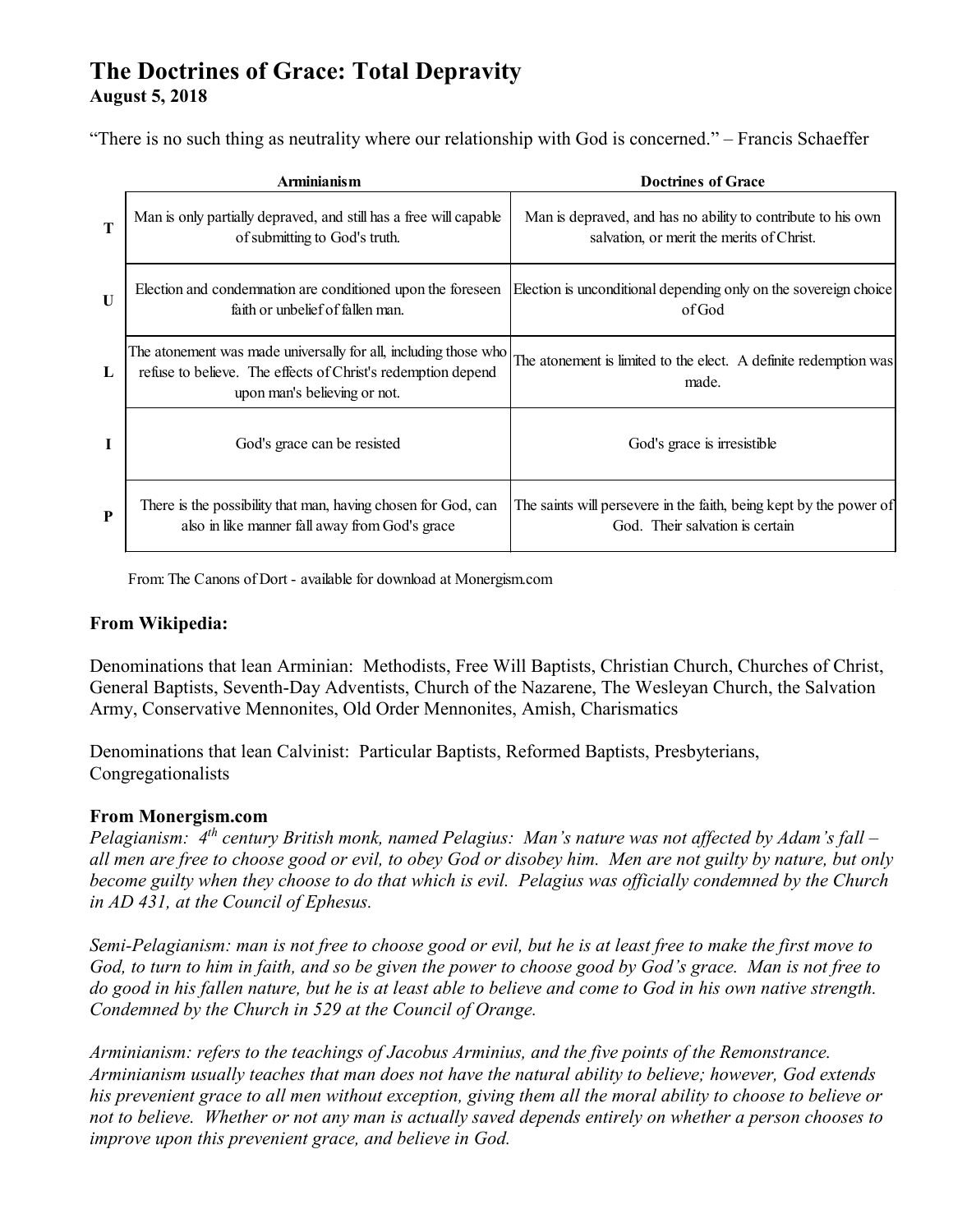# The Doctrines of Grace: Total Depravity

**August 5, 2018**

"There is no such thing as neutrality where our relationship with God is concerned." – Francis Schaeffer

| | Arminianism | Doctrines of Grace |
|---|---|---|
| **T** | Man is only partially depraved, and still has a free will capable of submitting to God's truth. | Man is depraved, and has no ability to contribute to his own salvation, or merit the merits of Christ. |
| **U** | Election and condemnation are conditioned upon the foreseen faith or unbelief of fallen man. | Election is unconditional depending only on the sovereign choice of God |
| **L** | The atonement was made universally for all, including those who refuse to believe. The effects of Christ's redemption depend upon man's believing or not. | The atonement is limited to the elect. A definite redemption was made. |
| **I** | God's grace can be resisted | God's grace is irresistible |
| **P** | There is the possibility that man, having chosen for God, can also in like manner fall away from God's grace | The saints will persevere in the faith, being kept by the power of God. Their salvation is certain |

From: The Canons of Dort - available for download at Monergism.com

**From Wikipedia:**

Denominations that lean Arminian: Methodists, Free Will Baptists, Christian Church, Churches of Christ, General Baptists, Seventh-Day Adventists, Church of the Nazarene, The Wesleyan Church, the Salvation Army, Conservative Mennonites, Old Order Mennonites, Amish, Charismatics

Denominations that lean Calvinist: Particular Baptists, Reformed Baptists, Presbyterians, Congregationalists

**From Monergism.com**

*Pelagianism: 4th century British monk, named Pelagius: Man's nature was not affected by Adam's fall – all men are free to choose good or evil, to obey God or disobey him. Men are not guilty by nature, but only become guilty when they choose to do that which is evil. Pelagius was officially condemned by the Church in AD 431, at the Council of Ephesus.*

*Semi-Pelagianism: man is not free to choose good or evil, but he is at least free to make the first move to God, to turn to him in faith, and so be given the power to choose good by God's grace. Man is not free to do good in his fallen nature, but he is at least able to believe and come to God in his own native strength. Condemned by the Church in 529 at the Council of Orange.*

*Arminianism: refers to the teachings of Jacobus Arminius, and the five points of the Remonstrance. Arminianism usually teaches that man does not have the natural ability to believe; however, God extends his prevenient grace to all men without exception, giving them all the moral ability to choose to believe or not to believe. Whether or not any man is actually saved depends entirely on whether a person chooses to improve upon this prevenient grace, and believe in God.*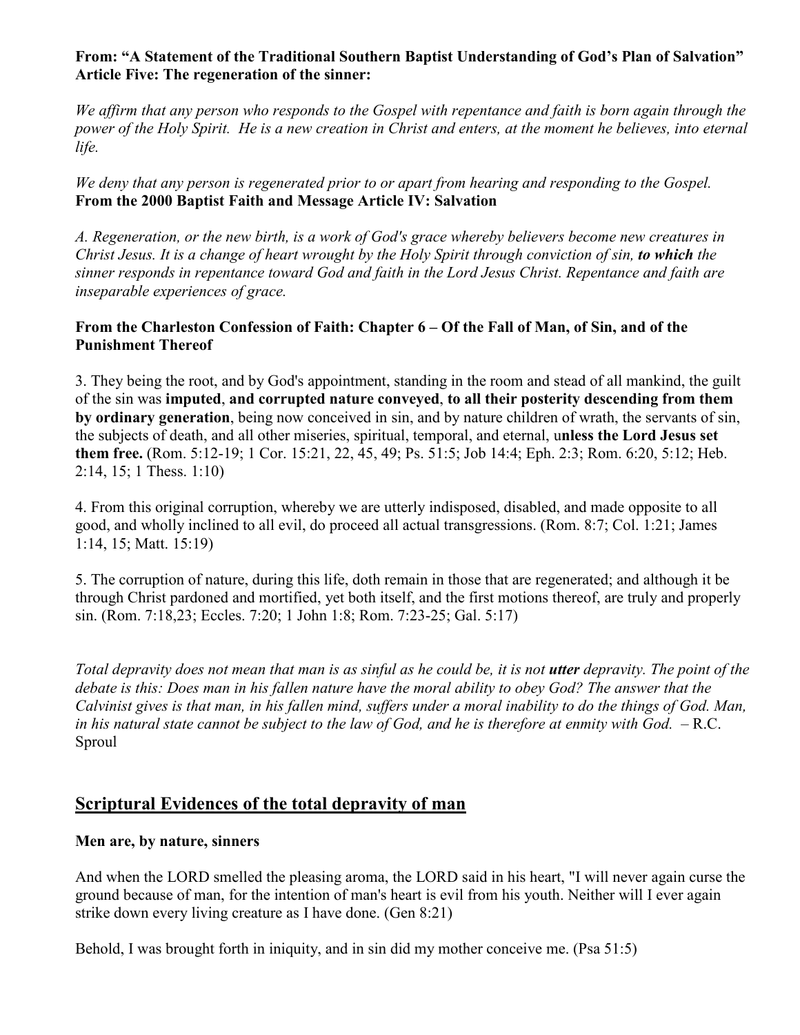**From: "A Statement of the Traditional Southern Baptist Understanding of God's Plan of Salvation" Article Five: The regeneration of the sinner:**

*We affirm that any person who responds to the Gospel with repentance and faith is born again through the power of the Holy Spirit. He is a new creation in Christ and enters, at the moment he believes, into eternal life.*

*We deny that any person is regenerated prior to or apart from hearing and responding to the Gospel.*

**From the 2000 Baptist Faith and Message Article IV: Salvation**

*A. Regeneration, or the new birth, is a work of God's grace whereby believers become new creatures in Christ Jesus. It is a change of heart wrought by the Holy Spirit through conviction of sin,* ***to which*** *the sinner responds in repentance toward God and faith in the Lord Jesus Christ. Repentance and faith are inseparable experiences of grace.*

**From the Charleston Confession of Faith: Chapter 6 – Of the Fall of Man, of Sin, and of the Punishment Thereof**

3. They being the root, and by God's appointment, standing in the room and stead of all mankind, the guilt of the sin was **imputed**, **and corrupted nature conveyed**, **to all their posterity descending from them by ordinary generation**, being now conceived in sin, and by nature children of wrath, the servants of sin, the subjects of death, and all other miseries, spiritual, temporal, and eternal, u**nless the Lord Jesus set them free.** (Rom. 5:12-19; 1 Cor. 15:21, 22, 45, 49; Ps. 51:5; Job 14:4; Eph. 2:3; Rom. 6:20, 5:12; Heb. 2:14, 15; 1 Thess. 1:10)

4. From this original corruption, whereby we are utterly indisposed, disabled, and made opposite to all good, and wholly inclined to all evil, do proceed all actual transgressions. (Rom. 8:7; Col. 1:21; James 1:14, 15; Matt. 15:19)

5. The corruption of nature, during this life, doth remain in those that are regenerated; and although it be through Christ pardoned and mortified, yet both itself, and the first motions thereof, are truly and properly sin. (Rom. 7:18,23; Eccles. 7:20; 1 John 1:8; Rom. 7:23-25; Gal. 5:17)

*Total depravity does not mean that man is as sinful as he could be, it is not* ***utter*** *depravity. The point of the debate is this: Does man in his fallen nature have the moral ability to obey God? The answer that the Calvinist gives is that man, in his fallen mind, suffers under a moral inability to do the things of God. Man, in his natural state cannot be subject to the law of God, and he is therefore at enmity with God.* – R.C. Sproul

## Scriptural Evidences of the total depravity of man

**Men are, by nature, sinners**

And when the LORD smelled the pleasing aroma, the LORD said in his heart, "I will never again curse the ground because of man, for the intention of man's heart is evil from his youth. Neither will I ever again strike down every living creature as I have done. (Gen 8:21)

Behold, I was brought forth in iniquity, and in sin did my mother conceive me. (Psa 51:5)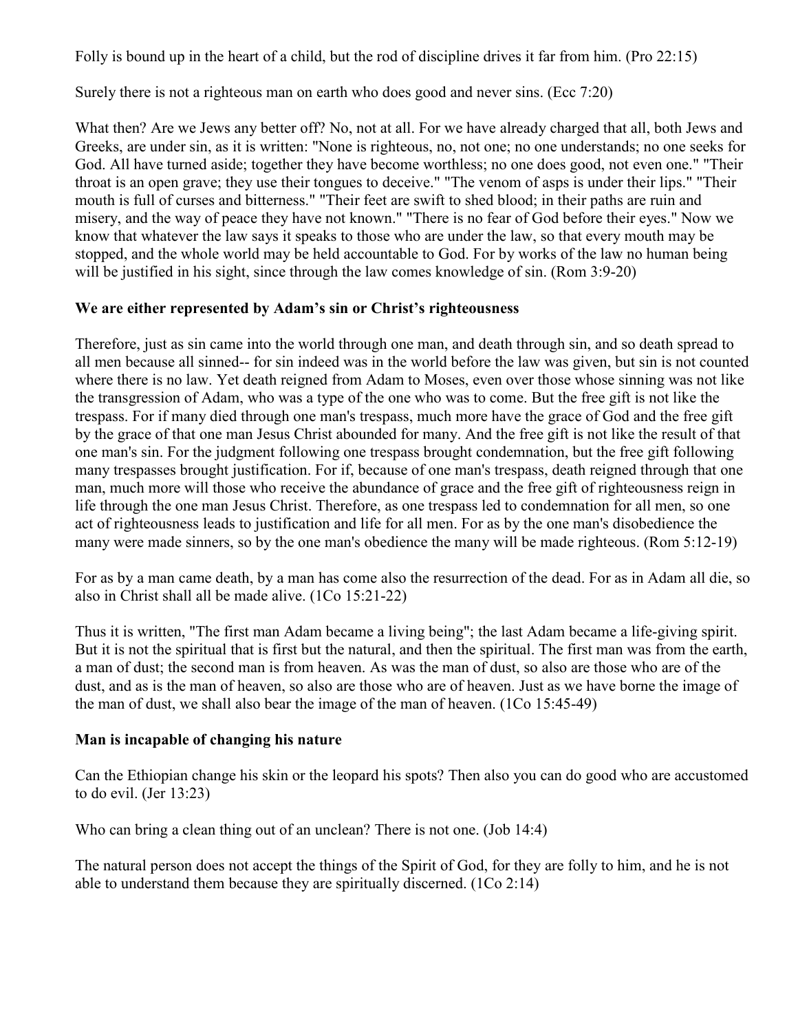Folly is bound up in the heart of a child, but the rod of discipline drives it far from him. (Pro 22:15)

Surely there is not a righteous man on earth who does good and never sins. (Ecc 7:20)

What then? Are we Jews any better off? No, not at all. For we have already charged that all, both Jews and Greeks, are under sin, as it is written: "None is righteous, no, not one; no one understands; no one seeks for God. All have turned aside; together they have become worthless; no one does good, not even one." "Their throat is an open grave; they use their tongues to deceive." "The venom of asps is under their lips." "Their mouth is full of curses and bitterness." "Their feet are swift to shed blood; in their paths are ruin and misery, and the way of peace they have not known." "There is no fear of God before their eyes." Now we know that whatever the law says it speaks to those who are under the law, so that every mouth may be stopped, and the whole world may be held accountable to God. For by works of the law no human being will be justified in his sight, since through the law comes knowledge of sin. (Rom 3:9-20)

**We are either represented by Adam's sin or Christ's righteousness**

Therefore, just as sin came into the world through one man, and death through sin, and so death spread to all men because all sinned-- for sin indeed was in the world before the law was given, but sin is not counted where there is no law. Yet death reigned from Adam to Moses, even over those whose sinning was not like the transgression of Adam, who was a type of the one who was to come. But the free gift is not like the trespass. For if many died through one man's trespass, much more have the grace of God and the free gift by the grace of that one man Jesus Christ abounded for many. And the free gift is not like the result of that one man's sin. For the judgment following one trespass brought condemnation, but the free gift following many trespasses brought justification. For if, because of one man's trespass, death reigned through that one man, much more will those who receive the abundance of grace and the free gift of righteousness reign in life through the one man Jesus Christ. Therefore, as one trespass led to condemnation for all men, so one act of righteousness leads to justification and life for all men. For as by the one man's disobedience the many were made sinners, so by the one man's obedience the many will be made righteous. (Rom 5:12-19)

For as by a man came death, by a man has come also the resurrection of the dead. For as in Adam all die, so also in Christ shall all be made alive. (1Co 15:21-22)

Thus it is written, "The first man Adam became a living being"; the last Adam became a life-giving spirit. But it is not the spiritual that is first but the natural, and then the spiritual. The first man was from the earth, a man of dust; the second man is from heaven. As was the man of dust, so also are those who are of the dust, and as is the man of heaven, so also are those who are of heaven. Just as we have borne the image of the man of dust, we shall also bear the image of the man of heaven. (1Co 15:45-49)

**Man is incapable of changing his nature**

Can the Ethiopian change his skin or the leopard his spots? Then also you can do good who are accustomed to do evil. (Jer 13:23)

Who can bring a clean thing out of an unclean? There is not one. (Job 14:4)

The natural person does not accept the things of the Spirit of God, for they are folly to him, and he is not able to understand them because they are spiritually discerned. (1Co 2:14)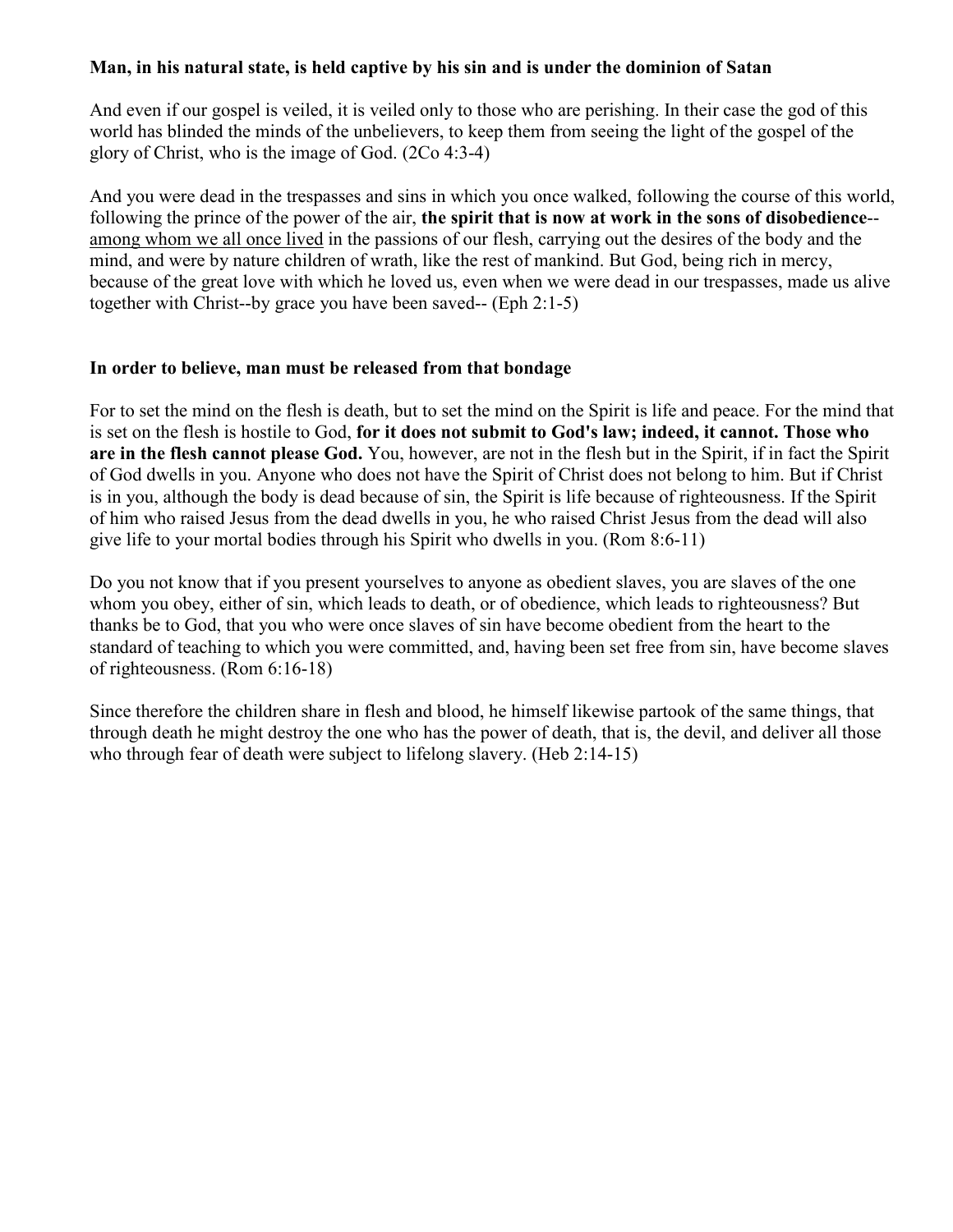**Man, in his natural state, is held captive by his sin and is under the dominion of Satan**

And even if our gospel is veiled, it is veiled only to those who are perishing. In their case the god of this world has blinded the minds of the unbelievers, to keep them from seeing the light of the gospel of the glory of Christ, who is the image of God. (2Co 4:3-4)

And you were dead in the trespasses and sins in which you once walked, following the course of this world, following the prince of the power of the air, **the spirit that is now at work in the sons of disobedience**--<u>among whom we all once lived</u> in the passions of our flesh, carrying out the desires of the body and the mind, and were by nature children of wrath, like the rest of mankind. But God, being rich in mercy, because of the great love with which he loved us, even when we were dead in our trespasses, made us alive together with Christ--by grace you have been saved-- (Eph 2:1-5)

**In order to believe, man must be released from that bondage**

For to set the mind on the flesh is death, but to set the mind on the Spirit is life and peace. For the mind that is set on the flesh is hostile to God, **for it does not submit to God's law; indeed, it cannot. Those who are in the flesh cannot please God.** You, however, are not in the flesh but in the Spirit, if in fact the Spirit of God dwells in you. Anyone who does not have the Spirit of Christ does not belong to him. But if Christ is in you, although the body is dead because of sin, the Spirit is life because of righteousness. If the Spirit of him who raised Jesus from the dead dwells in you, he who raised Christ Jesus from the dead will also give life to your mortal bodies through his Spirit who dwells in you. (Rom 8:6-11)

Do you not know that if you present yourselves to anyone as obedient slaves, you are slaves of the one whom you obey, either of sin, which leads to death, or of obedience, which leads to righteousness? But thanks be to God, that you who were once slaves of sin have become obedient from the heart to the standard of teaching to which you were committed, and, having been set free from sin, have become slaves of righteousness. (Rom 6:16-18)

Since therefore the children share in flesh and blood, he himself likewise partook of the same things, that through death he might destroy the one who has the power of death, that is, the devil, and deliver all those who through fear of death were subject to lifelong slavery. (Heb 2:14-15)